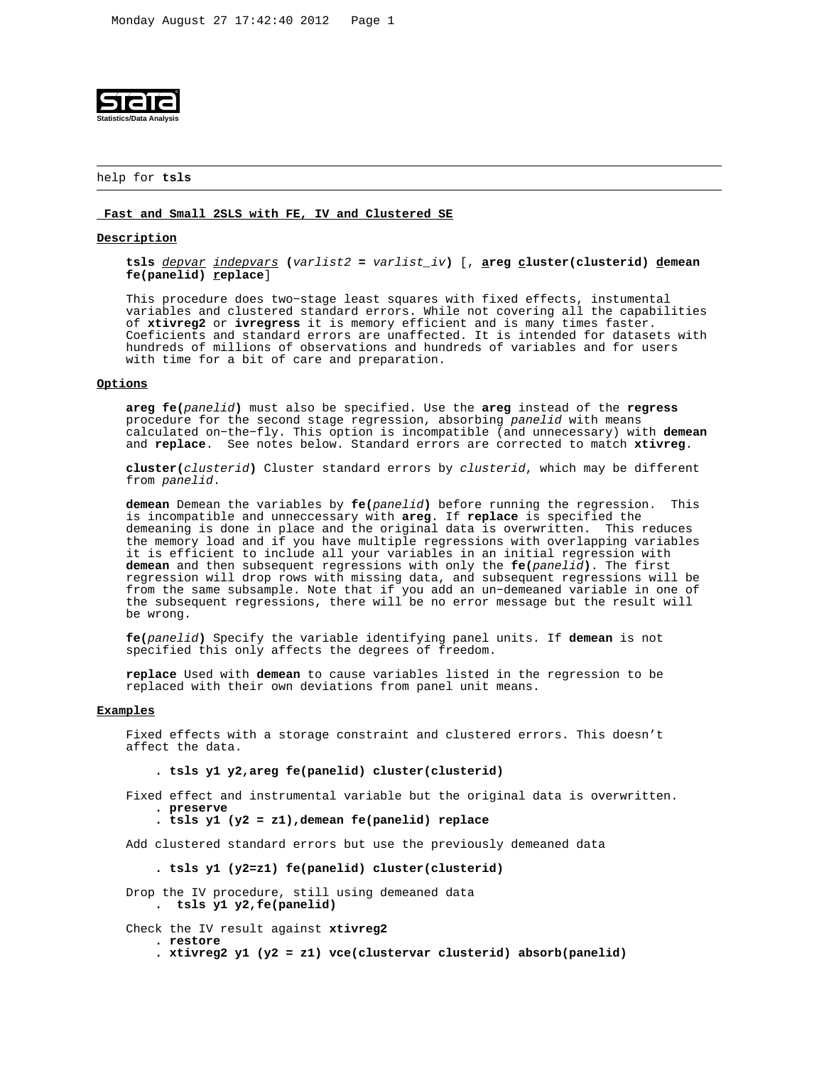help for **tsls**

## Fast and Small 2SLS with FE, IV and Clustered SE

### Description

**tsls** *depvar* *indepvars* **(***varlist2* **=** *varlist_iv***)** [, **areg** **cluster(clusterid)** **demean** **fe(panelid)** **replace**]

This procedure does two-stage least squares with fixed effects, instumental variables and clustered standard errors. While not covering all the capabilities of **xtivreg2** or **ivregress** it is memory efficient and is many times faster. Coeficients and standard errors are unaffected. It is intended for datasets with hundreds of millions of observations and hundreds of variables and for users with time for a bit of care and preparation.

### Options

**areg** **fe(***panelid***)** must also be specified. Use the **areg** instead of the **regress** procedure for the second stage regression, absorbing *panelid* with means calculated on-the-fly. This option is incompatible (and unnecessary) with **demean** and **replace**. See notes below. Standard errors are corrected to match **xtivreg**.

**cluster(***clusterid***)** Cluster standard errors by *clusterid*, which may be different from *panelid*.

**demean** Demean the variables by **fe(***panelid***)** before running the regression. This is incompatible and unneccessary with **areg**. If **replace** is specified the demeaning is done in place and the original data is overwritten. This reduces the memory load and if you have multiple regressions with overlapping variables it is efficient to include all your variables in an initial regression with **demean** and then subsequent regressions with only the **fe(***panelid***)**. The first regression will drop rows with missing data, and subsequent regressions will be from the same subsample. Note that if you add an un-demeaned variable in one of the subsequent regressions, there will be no error message but the result will be wrong.

**fe(***panelid***)** Specify the variable identifying panel units. If **demean** is not specified this only affects the degrees of freedom.

**replace** Used with **demean** to cause variables listed in the regression to be replaced with their own deviations from panel unit means.

### Examples

Fixed effects with a storage constraint and clustered errors. This doesn't affect the data.

```
. tsls y1 y2,areg fe(panelid) cluster(clusterid)
```

Fixed effect and instrumental variable but the original data is overwritten.

```
. preserve
. tsls y1 (y2 = z1),demean fe(panelid) replace
```

Add clustered standard errors but use the previously demeaned data

```
. tsls y1 (y2=z1) fe(panelid) cluster(clusterid)
```

Drop the IV procedure, still using demeaned data

```
.  tsls y1 y2,fe(panelid)
```

Check the IV result against **xtivreg2**

```
. restore
. xtivreg2 y1 (y2 = z1) vce(clustervar clusterid) absorb(panelid)
```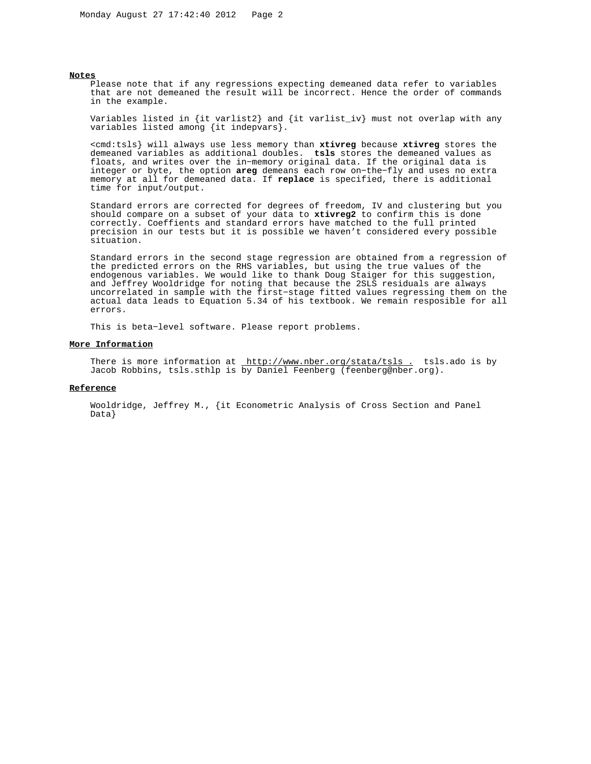## Notes

Please note that if any regressions expecting demeaned data refer to variables that are not demeaned the result will be incorrect. Hence the order of commands in the example.

Variables listed in {it varlist2} and {it varlist_iv} must not overlap with any variables listed among {it indepvars}.

<cmd:tsls} will always use less memory than **xtivreg** because **xtivreg** stores the demeaned variables as additional doubles. **tsls** stores the demeaned values as floats, and writes over the in-memory original data. If the original data is integer or byte, the option **areg** demeans each row on-the-fly and uses no extra memory at all for demeaned data. If **replace** is specified, there is additional time for input/output.

Standard errors are corrected for degrees of freedom, IV and clustering but you should compare on a subset of your data to **xtivreg2** to confirm this is done correctly. Coeffients and standard errors have matched to the full printed precision in our tests but it is possible we haven't considered every possible situation.

Standard errors in the second stage regression are obtained from a regression of the predicted errors on the RHS variables, but using the true values of the endogenous variables. We would like to thank Doug Staiger for this suggestion, and Jeffrey Wooldridge for noting that because the 2SLS residuals are always uncorrelated in sample with the first-stage fitted values regressing them on the actual data leads to Equation 5.34 of his textbook. We remain resposible for all errors.

This is beta-level software. Please report problems.

## More Information

There is more information at http://www.nber.org/stata/tsls . tsls.ado is by Jacob Robbins, tsls.sthlp is by Daniel Feenberg (feenberg@nber.org).

## Reference

Wooldridge, Jeffrey M., {it Econometric Analysis of Cross Section and Panel Data}